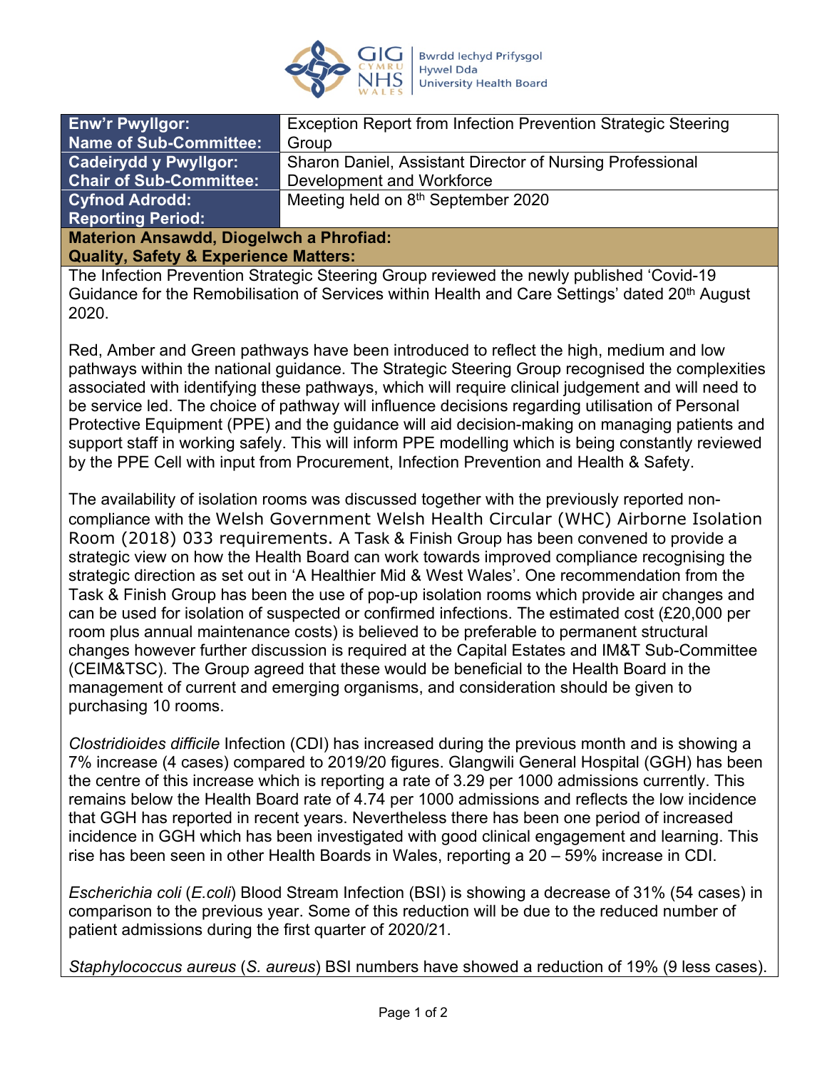| Enw'r Pwyllgor: Name of Sub-Committee: | Exception Report from Infection Prevention Strategic Steering Group |
|---|---|
| **Cadeirydd y Pwyllgor: Chair of Sub-Committee:** | Sharon Daniel, Assistant Director of Nursing Professional Development and Workforce |
| **Cyfnod Adrodd: Reporting Period:** | Meeting held on 8th September 2020 |

**Materion Ansawdd, Diogelwch a Phrofiad:**
**Quality, Safety & Experience Matters:**

The Infection Prevention Strategic Steering Group reviewed the newly published 'Covid-19 Guidance for the Remobilisation of Services within Health and Care Settings' dated 20th August 2020.

Red, Amber and Green pathways have been introduced to reflect the high, medium and low pathways within the national guidance. The Strategic Steering Group recognised the complexities associated with identifying these pathways, which will require clinical judgement and will need to be service led. The choice of pathway will influence decisions regarding utilisation of Personal Protective Equipment (PPE) and the guidance will aid decision-making on managing patients and support staff in working safely. This will inform PPE modelling which is being constantly reviewed by the PPE Cell with input from Procurement, Infection Prevention and Health & Safety.

The availability of isolation rooms was discussed together with the previously reported non-compliance with the Welsh Government Welsh Health Circular (WHC) Airborne Isolation Room (2018) 033 requirements. A Task & Finish Group has been convened to provide a strategic view on how the Health Board can work towards improved compliance recognising the strategic direction as set out in 'A Healthier Mid & West Wales'. One recommendation from the Task & Finish Group has been the use of pop-up isolation rooms which provide air changes and can be used for isolation of suspected or confirmed infections. The estimated cost (£20,000 per room plus annual maintenance costs) is believed to be preferable to permanent structural changes however further discussion is required at the Capital Estates and IM&T Sub-Committee (CEIM&TSC). The Group agreed that these would be beneficial to the Health Board in the management of current and emerging organisms, and consideration should be given to purchasing 10 rooms.

*Clostridioides difficile* Infection (CDI) has increased during the previous month and is showing a 7% increase (4 cases) compared to 2019/20 figures. Glangwili General Hospital (GGH) has been the centre of this increase which is reporting a rate of 3.29 per 1000 admissions currently. This remains below the Health Board rate of 4.74 per 1000 admissions and reflects the low incidence that GGH has reported in recent years. Nevertheless there has been one period of increased incidence in GGH which has been investigated with good clinical engagement and learning. This rise has been seen in other Health Boards in Wales, reporting a 20 – 59% increase in CDI.

*Escherichia coli* (*E.coli*) Blood Stream Infection (BSI) is showing a decrease of 31% (54 cases) in comparison to the previous year. Some of this reduction will be due to the reduced number of patient admissions during the first quarter of 2020/21.

*Staphylococcus aureus* (*S. aureus*) BSI numbers have showed a reduction of 19% (9 less cases).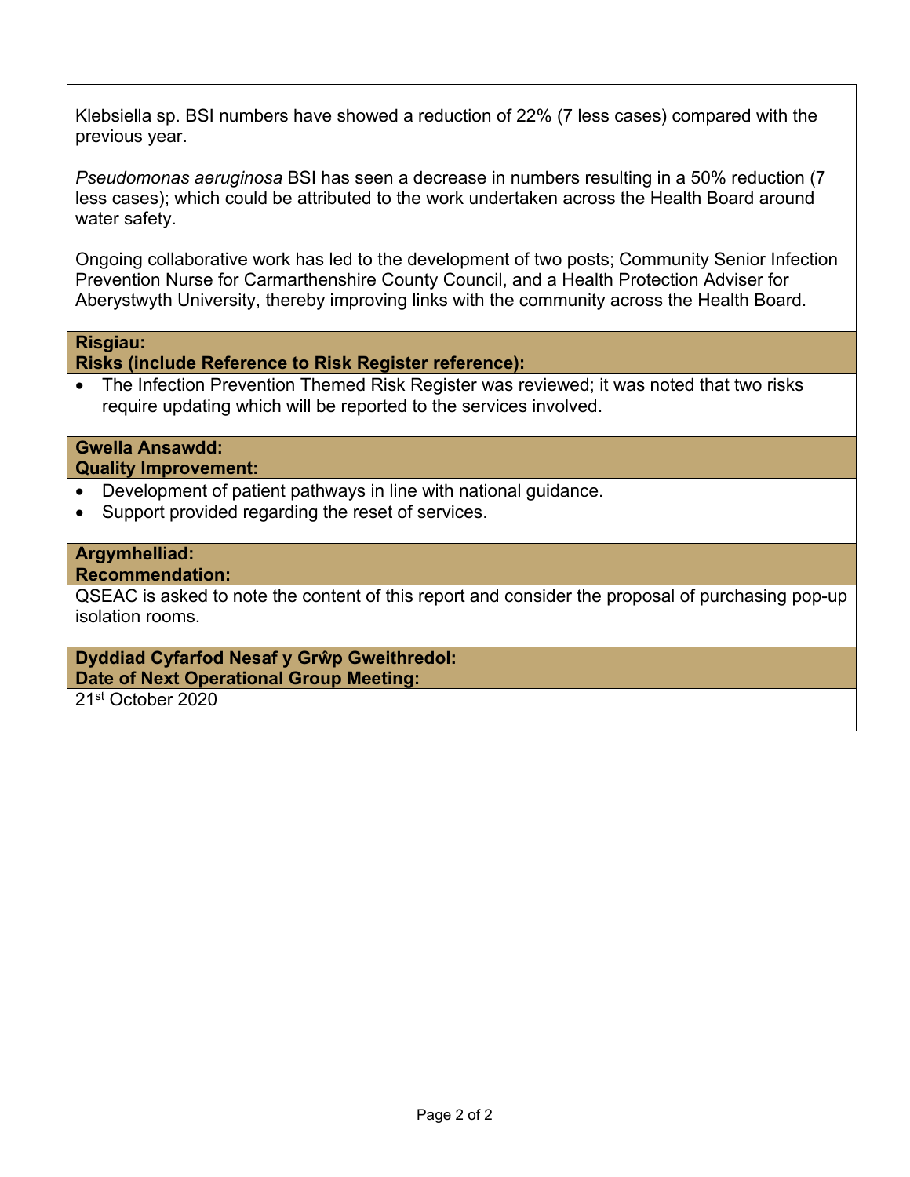Klebsiella sp. BSI numbers have showed a reduction of 22% (7 less cases) compared with the previous year.

*Pseudomonas aeruginosa* BSI has seen a decrease in numbers resulting in a 50% reduction (7 less cases); which could be attributed to the work undertaken across the Health Board around water safety.

Ongoing collaborative work has led to the development of two posts; Community Senior Infection Prevention Nurse for Carmarthenshire County Council, and a Health Protection Adviser for Aberystwyth University, thereby improving links with the community across the Health Board.

**Risgiau:**
**Risks (include Reference to Risk Register reference):**

- The Infection Prevention Themed Risk Register was reviewed; it was noted that two risks require updating which will be reported to the services involved.

**Gwella Ansawdd:**
**Quality Improvement:**

- Development of patient pathways in line with national guidance.
- Support provided regarding the reset of services.

**Argymhelliad:**
**Recommendation:**

QSEAC is asked to note the content of this report and consider the proposal of purchasing pop-up isolation rooms.

**Dyddiad Cyfarfod Nesaf y Grŵp Gweithredol:**
**Date of Next Operational Group Meeting:**

21st October 2020